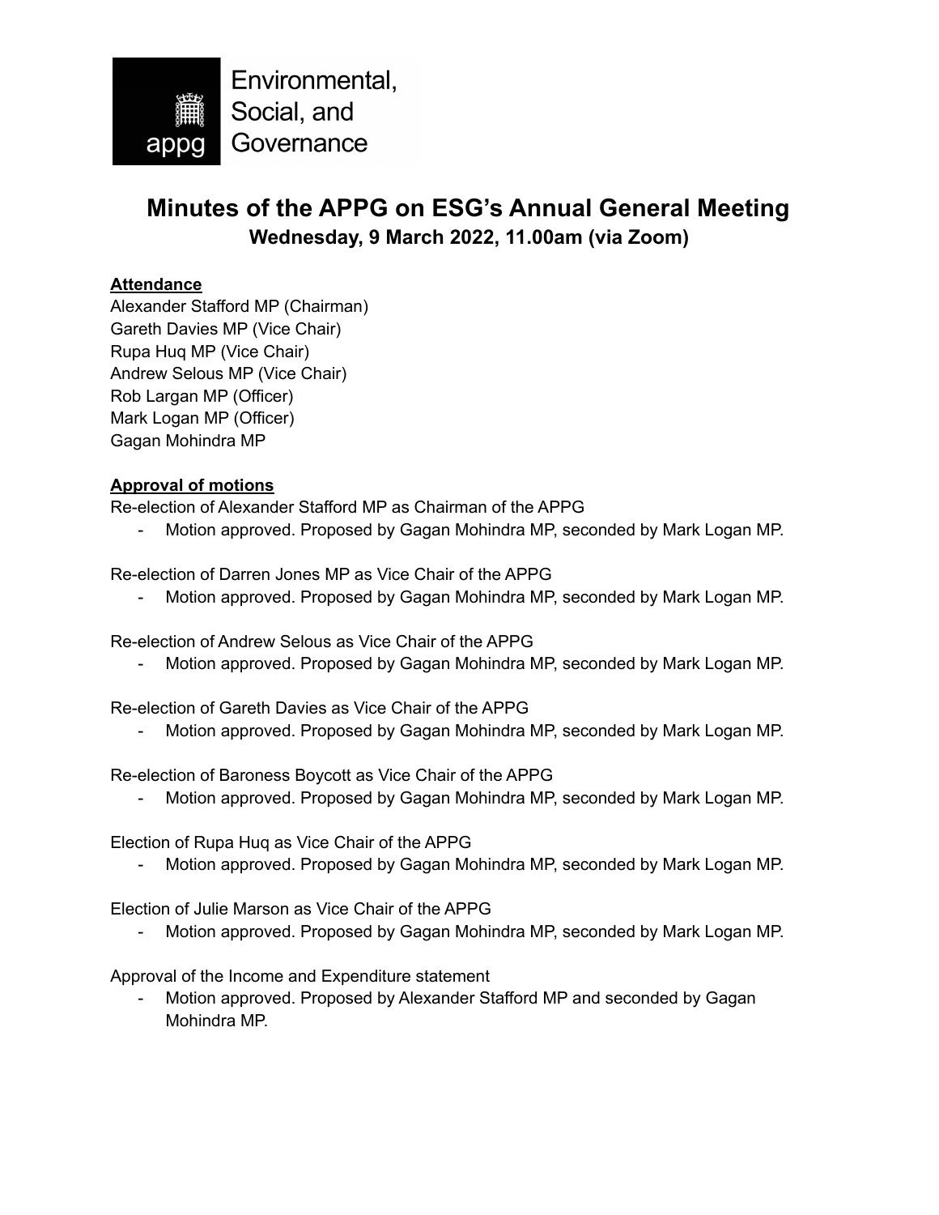Environmental, Social, and Governance

appg

# Minutes of the APPG on ESG's Annual General Meeting

**Wednesday, 9 March 2022, 11.00am (via Zoom)**

**Attendance**

Alexander Stafford MP (Chairman)
Gareth Davies MP (Vice Chair)
Rupa Huq MP (Vice Chair)
Andrew Selous MP (Vice Chair)
Rob Largan MP (Officer)
Mark Logan MP (Officer)
Gagan Mohindra MP

**Approval of motions**

Re-election of Alexander Stafford MP as Chairman of the APPG

- Motion approved. Proposed by Gagan Mohindra MP, seconded by Mark Logan MP.

Re-election of Darren Jones MP as Vice Chair of the APPG

- Motion approved. Proposed by Gagan Mohindra MP, seconded by Mark Logan MP.

Re-election of Andrew Selous as Vice Chair of the APPG

- Motion approved. Proposed by Gagan Mohindra MP, seconded by Mark Logan MP.

Re-election of Gareth Davies as Vice Chair of the APPG

- Motion approved. Proposed by Gagan Mohindra MP, seconded by Mark Logan MP.

Re-election of Baroness Boycott as Vice Chair of the APPG

- Motion approved. Proposed by Gagan Mohindra MP, seconded by Mark Logan MP.

Election of Rupa Huq as Vice Chair of the APPG

- Motion approved. Proposed by Gagan Mohindra MP, seconded by Mark Logan MP.

Election of Julie Marson as Vice Chair of the APPG

- Motion approved. Proposed by Gagan Mohindra MP, seconded by Mark Logan MP.

Approval of the Income and Expenditure statement

- Motion approved. Proposed by Alexander Stafford MP and seconded by Gagan Mohindra MP.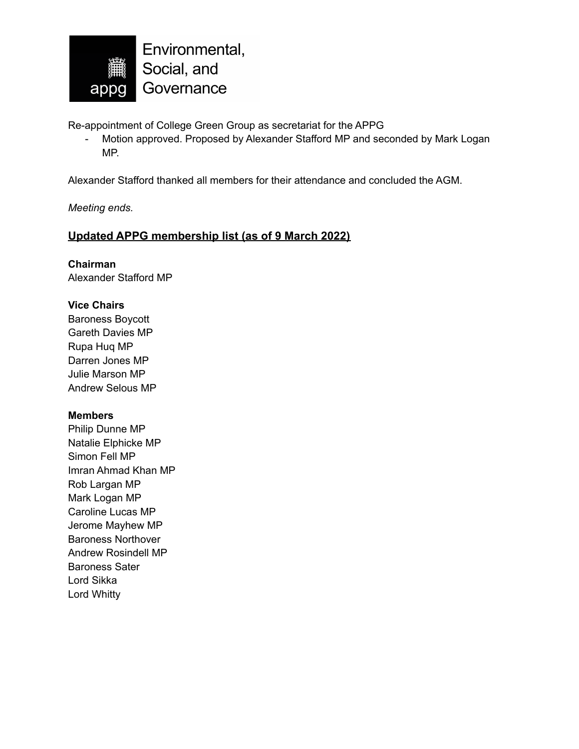Environmental, Social, and Governance

Re-appointment of College Green Group as secretariat for the APPG

- Motion approved. Proposed by Alexander Stafford MP and seconded by Mark Logan MP.

Alexander Stafford thanked all members for their attendance and concluded the AGM.

*Meeting ends.*

## **Updated APPG membership list (as of 9 March 2022)**

**Chairman**
Alexander Stafford MP

**Vice Chairs**
Baroness Boycott
Gareth Davies MP
Rupa Huq MP
Darren Jones MP
Julie Marson MP
Andrew Selous MP

**Members**
Philip Dunne MP
Natalie Elphicke MP
Simon Fell MP
Imran Ahmad Khan MP
Rob Largan MP
Mark Logan MP
Caroline Lucas MP
Jerome Mayhew MP
Baroness Northover
Andrew Rosindell MP
Baroness Sater
Lord Sikka
Lord Whitty